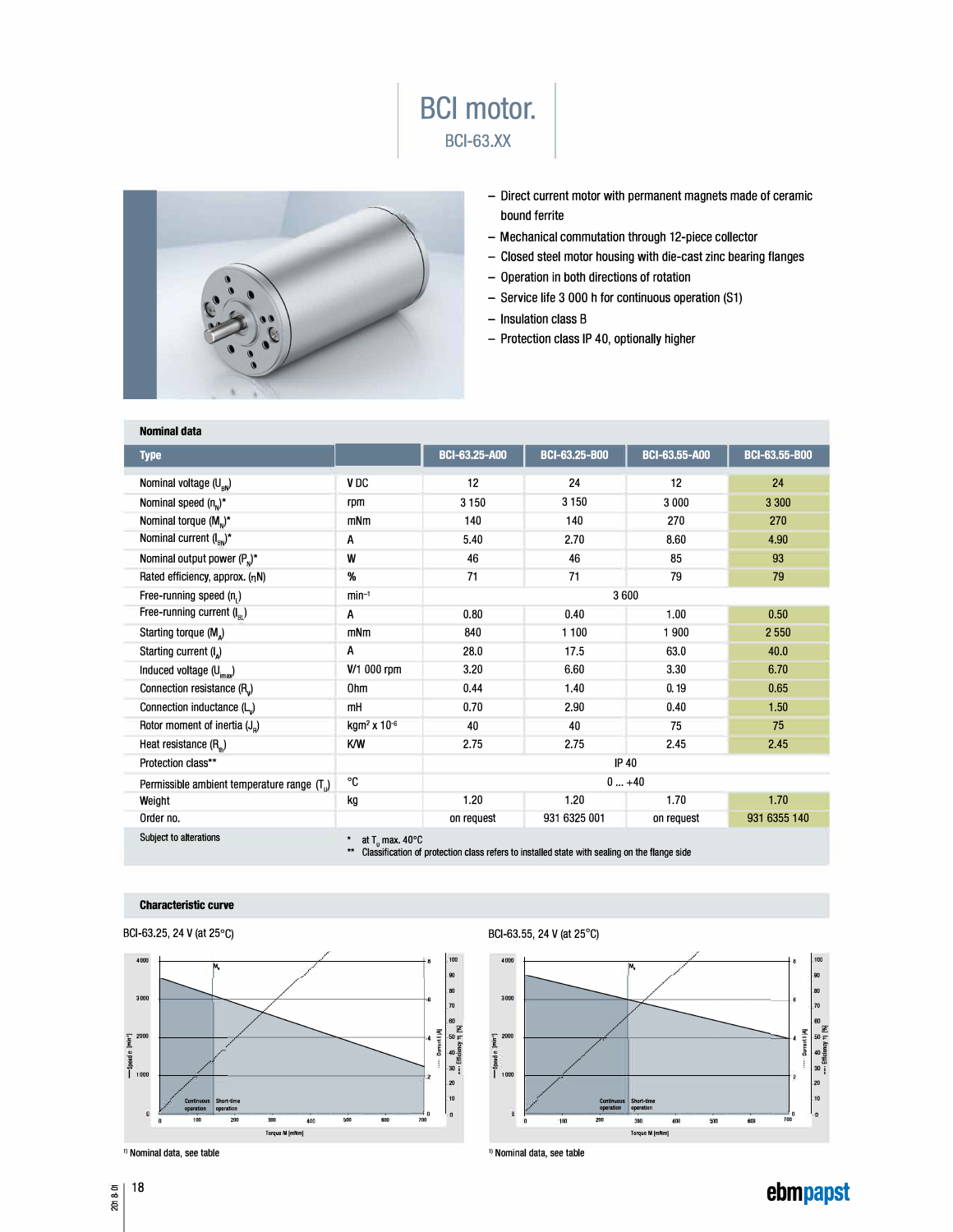# BCI motor.

## BCI-63.XX

- Direct current motor with permanent magnets made of ceramic bound ferrite
- Mechanical commutation through 12-piece collector
- Closed steel motor housing with die-cast zinc bearing flanges
- Operation in both directions of rotation
- Service life 3 000 h for continuous operation (S1)
- Insulation class B
- Protection class IP 40, optionally higher

### Nominal data

| Type | | BCI-63.25-A00 | BCI-63.25-B00 | BCI-63.55-A00 | BCI-63.55-B00 |
|---|---|---|---|---|---|
| Nominal voltage ($U_{BN}$) | V DC | 12 | 24 | 12 | 24 |
| Nominal speed ($n_N$)* | rpm | 3 150 | 3 150 | 3 000 | 3 300 |
| Nominal torque ($M_N$)* | mNm | 140 | 140 | 270 | 270 |
| Nominal current ($I_{BN}$)* | A | 5.40 | 2.70 | 8.60 | 4.90 |
| Nominal output power ($P_N$)* | W | 46 | 46 | 85 | 93 |
| Rated efficiency, approx. ($\eta$N) | % | 71 | 71 | 79 | 79 |
| Free-running speed ($n_L$) | $min^{-1}$ | 3 600 | | | |
| Free-running current ($I_{BL}$) | A | 0.80 | 0.40 | 1.00 | 0.50 |
| Starting torque ($M_A$) | mNm | 840 | 1 100 | 1 900 | 2 550 |
| Starting current ($I_A$) | A | 28.0 | 17.5 | 63.0 | 40.0 |
| Induced voltage ($U_{imax}$) | V/1 000 rpm | 3.20 | 6.60 | 3.30 | 6.70 |
| Connection resistance ($R_V$) | Ohm | 0.44 | 1.40 | 0.19 | 0.65 |
| Connection inductance ($L_V$) | mH | 0.70 | 2.90 | 0.40 | 1.50 |
| Rotor moment of inertia ($J_R$) | $kgm^2 \times 10^{-6}$ | 40 | 40 | 75 | 75 |
| Heat resistance ($R_{th}$) | K/W | 2.75 | 2.75 | 2.45 | 2.45 |
| Protection class** | | IP 40 | | | |
| Permissible ambient temperature range ($T_U$) | °C | 0 ... +40 | | | |
| Weight | kg | 1.20 | 1.20 | 1.70 | 1.70 |
| Order no. | | on request | 931 6325 001 | on request | 931 6355 140 |

Subject to alterations

\* at $T_U$ max. 40°C
\*\* Classification of protection class refers to installed state with sealing on the flange side

### Characteristic curve

BCI-63.25, 24 V (at 25°C)

[1] Nominal data, see table

BCI-63.55, 24 V (at 25°C)

[1] Nominal data, see table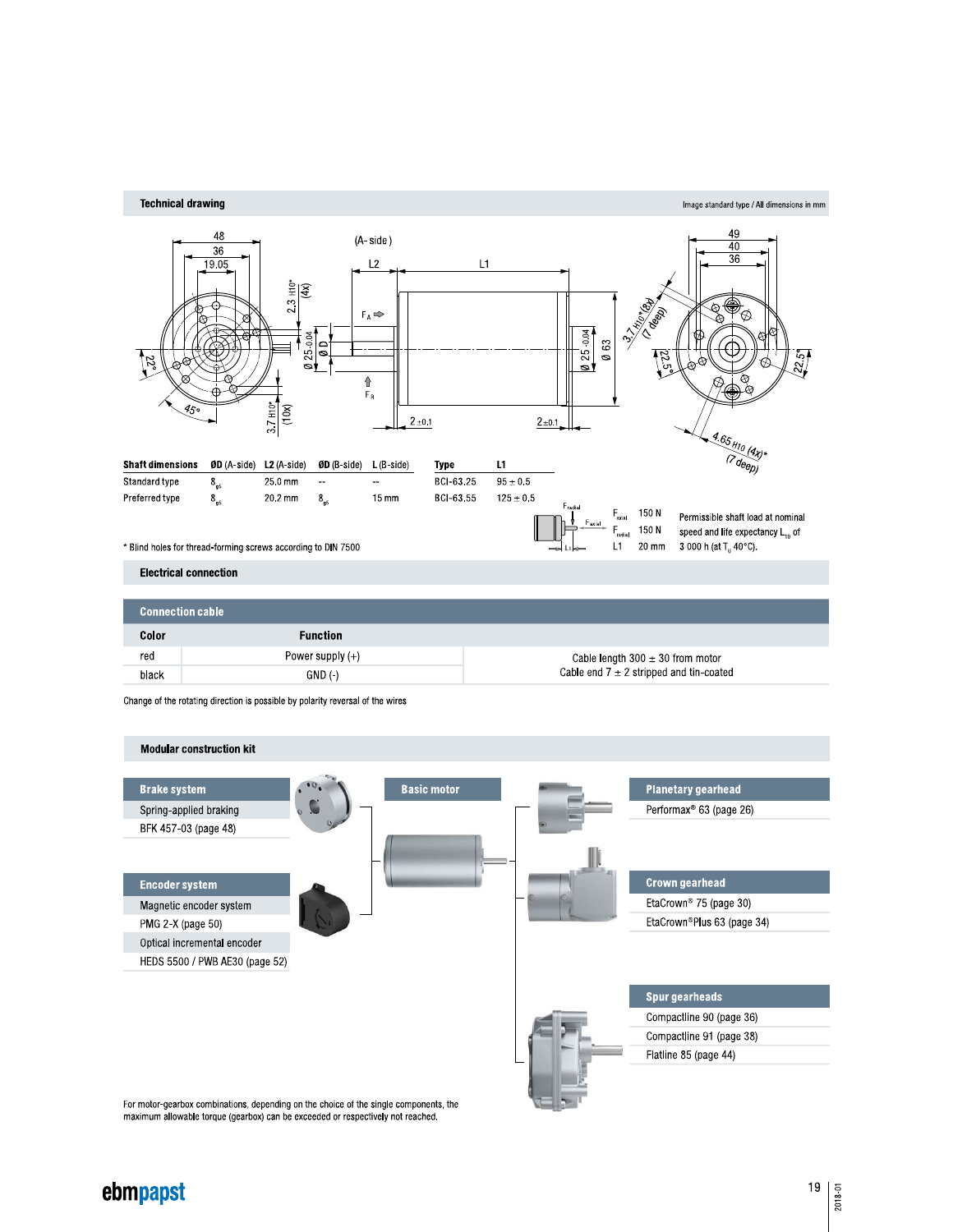## Technical drawing

Image standard type / All dimensions in mm

| Shaft dimensions | ØD (A-side) | L2 (A-side) | ØD (B-side) | L (B-side) |
|---|---|---|---|---|
| Standard type | $8_{g5}$ | 25.0 mm | -- | -- |
| Preferred type | $8_{g5}$ | 20.2 mm | $8_{g5}$ | 15 mm |

| Type | L1 |
|---|---|
| BCI-63.25 | 95 ± 0.5 |
| BCI-63.55 | 125 ± 0.5 |

* Blind holes for thread-forming screws according to DIN 7500

| | | |
|---|---|---|
| $F_{axial}$ | 150 N | Permissible shaft load at nominal speed and life expectancy $L_{10}$ of 3 000 h (at $T_U$ 40°C). |
| $F_{radial}$ | 150 N | |
| L1 | 20 mm | |

## Electrical connection

### Connection cable

| Color | Function | |
|---|---|---|
| red | Power supply (+) | Cable length 300 ± 30 from motor<br>Cable end 7 ± 2 stripped and tin-coated |
| black | GND (-) | |

Change of the rotating direction is possible by polarity reversal of the wires

## Modular construction kit

**Brake system**
- Spring-applied braking
- BFK 457-03 (page 48)

**Encoder system**
- Magnetic encoder system
- PMG 2-X (page 50)
- Optical incremental encoder
- HEDS 5500 / PWB AE30 (page 52)

**Basic motor**

**Planetary gearhead**
- Performax® 63 (page 26)

**Crown gearhead**
- EtaCrown® 75 (page 30)
- EtaCrown®Plus 63 (page 34)

**Spur gearheads**
- Compactline 90 (page 36)
- Compactline 91 (page 38)
- Flatline 85 (page 44)

For motor-gearbox combinations, depending on the choice of the single components, the maximum allowable torque (gearbox) can be exceeded or respectively not reached.